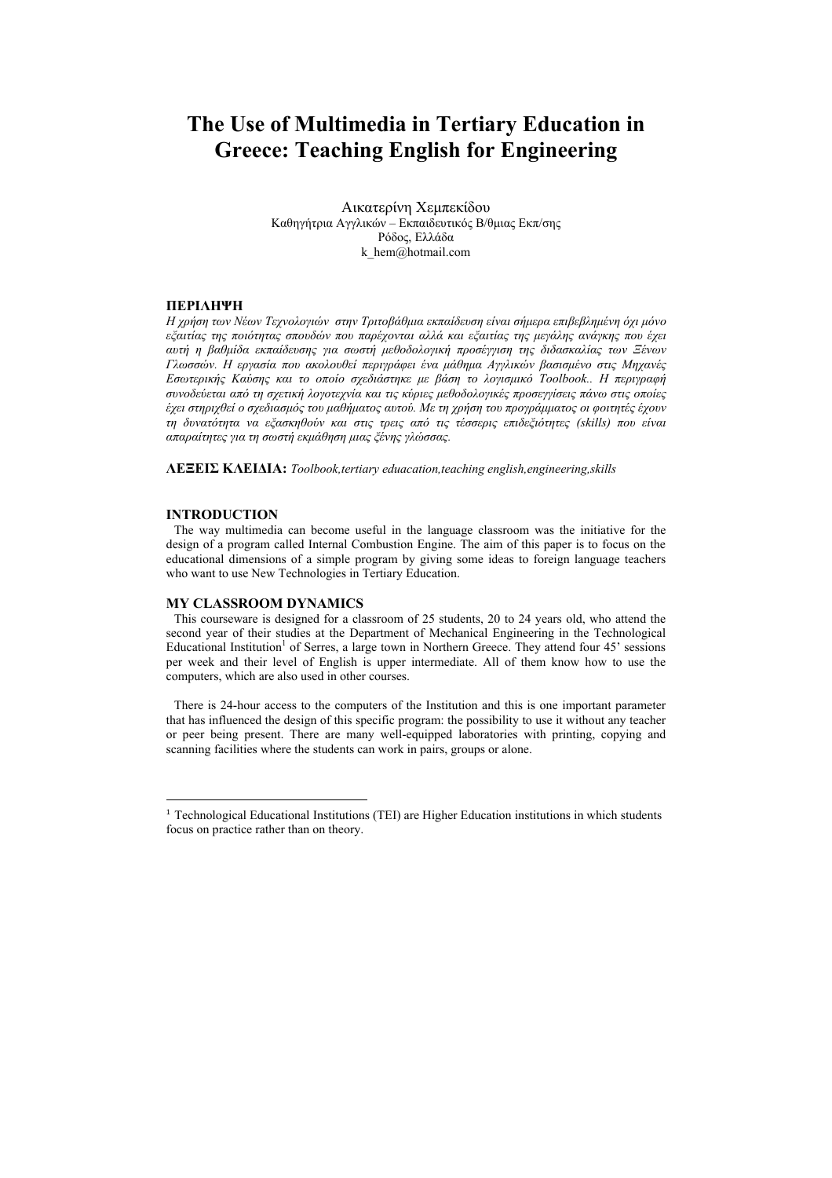# The Use of Multimedia in Tertiary Education in Greece: Teaching English for Engineering

Αικατερίνη Χεμπεκίδου
Καθηγήτρια Αγγλικών – Εκπαιδευτικός Β/θμιας Εκπ/σης
Ρόδος, Ελλάδα
k_hem@hotmail.com

## ΠΕΡΙΛΗΨΗ

*Η χρήση των Νέων Τεχνολογιών στην Τριτοβάθμια εκπαίδευση είναι σήμερα επιβεβλημένη όχι μόνο εξαιτίας της ποιότητας σπουδών που παρέχονται αλλά και εξαιτίας της μεγάλης ανάγκης που έχει αυτή η βαθμίδα εκπαίδευσης για σωστή μεθοδολογική προσέγγιση της διδασκαλίας των Ξένων Γλωσσών. Η εργασία που ακολουθεί περιγράφει ένα μάθημα Αγγλικών βασισμένο στις Μηχανές Εσωτερικής Καύσης και το οποίο σχεδιάστηκε με βάση το λογισμικό Toolbook.. Η περιγραφή συνοδεύεται από τη σχετική λογοτεχνία και τις κύριες μεθοδολογικές προσεγγίσεις πάνω στις οποίες έχει στηριχθεί ο σχεδιασμός του μαθήματος αυτού. Με τη χρήση του προγράμματος οι φοιτητές έχουν τη δυνατότητα να εξασκηθούν και στις τρεις από τις τέσσερις επιδεξιότητες (skills) που είναι απαραίτητες για τη σωστή εκμάθηση μιας ξένης γλώσσας.*

**ΛΕΞΕΙΣ ΚΛΕΙΔΙΑ:** *Toolbook,tertiary eduacation,teaching english,engineering,skills*

## INTRODUCTION

The way multimedia can become useful in the language classroom was the initiative for the design of a program called Internal Combustion Engine. The aim of this paper is to focus on the educational dimensions of a simple program by giving some ideas to foreign language teachers who want to use New Technologies in Tertiary Education.

## MY CLASSROOM DYNAMICS

This courseware is designed for a classroom of 25 students, 20 to 24 years old, who attend the second year of their studies at the Department of Mechanical Engineering in the Technological Educational Institution[1] of Serres, a large town in Northern Greece. They attend four 45' sessions per week and their level of English is upper intermediate. All of them know how to use the computers, which are also used in other courses.

There is 24-hour access to the computers of the Institution and this is one important parameter that has influenced the design of this specific program: the possibility to use it without any teacher or peer being present. There are many well-equipped laboratories with printing, copying and scanning facilities where the students can work in pairs, groups or alone.

---

[1] Technological Educational Institutions (TEI) are Higher Education institutions in which students focus on practice rather than on theory.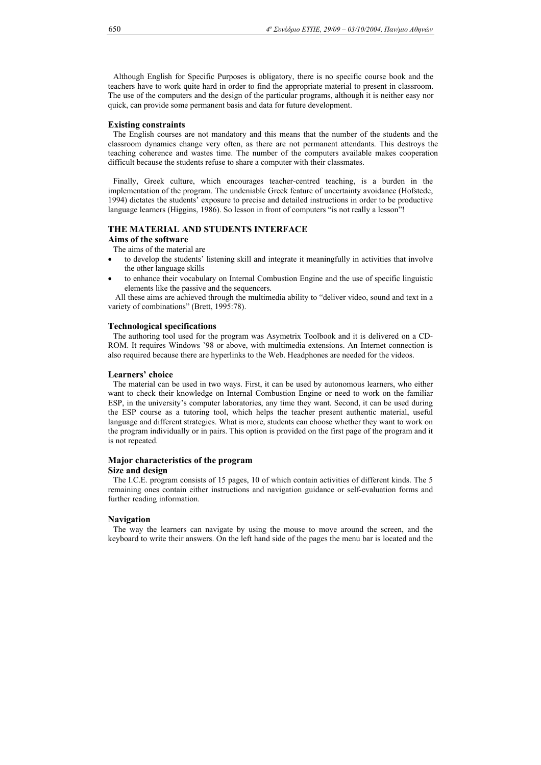Although English for Specific Purposes is obligatory, there is no specific course book and the teachers have to work quite hard in order to find the appropriate material to present in classroom. The use of the computers and the design of the particular programs, although it is neither easy nor quick, can provide some permanent basis and data for future development.

### Existing constraints

The English courses are not mandatory and this means that the number of the students and the classroom dynamics change very often, as there are not permanent attendants. This destroys the teaching coherence and wastes time. The number of the computers available makes cooperation difficult because the students refuse to share a computer with their classmates.

Finally, Greek culture, which encourages teacher-centred teaching, is a burden in the implementation of the program. The undeniable Greek feature of uncertainty avoidance (Hofstede, 1994) dictates the students' exposure to precise and detailed instructions in order to be productive language learners (Higgins, 1986). So lesson in front of computers "is not really a lesson"!

## THE MATERIAL AND STUDENTS INTERFACE

### Aims of the software

The aims of the material are

- to develop the students' listening skill and integrate it meaningfully in activities that involve the other language skills
- to enhance their vocabulary on Internal Combustion Engine and the use of specific linguistic elements like the passive and the sequencers.

All these aims are achieved through the multimedia ability to "deliver video, sound and text in a variety of combinations" (Brett, 1995:78).

### Technological specifications

The authoring tool used for the program was Asymetrix Toolbook and it is delivered on a CD-ROM. It requires Windows '98 or above, with multimedia extensions. An Internet connection is also required because there are hyperlinks to the Web. Headphones are needed for the videos.

### Learners' choice

The material can be used in two ways. First, it can be used by autonomous learners, who either want to check their knowledge on Internal Combustion Engine or need to work on the familiar ESP, in the university's computer laboratories, any time they want. Second, it can be used during the ESP course as a tutoring tool, which helps the teacher present authentic material, useful language and different strategies. What is more, students can choose whether they want to work on the program individually or in pairs. This option is provided on the first page of the program and it is not repeated.

### Major characteristics of the program

### Size and design

The I.C.E. program consists of 15 pages, 10 of which contain activities of different kinds. The 5 remaining ones contain either instructions and navigation guidance or self-evaluation forms and further reading information.

### Navigation

The way the learners can navigate by using the mouse to move around the screen, and the keyboard to write their answers. On the left hand side of the pages the menu bar is located and the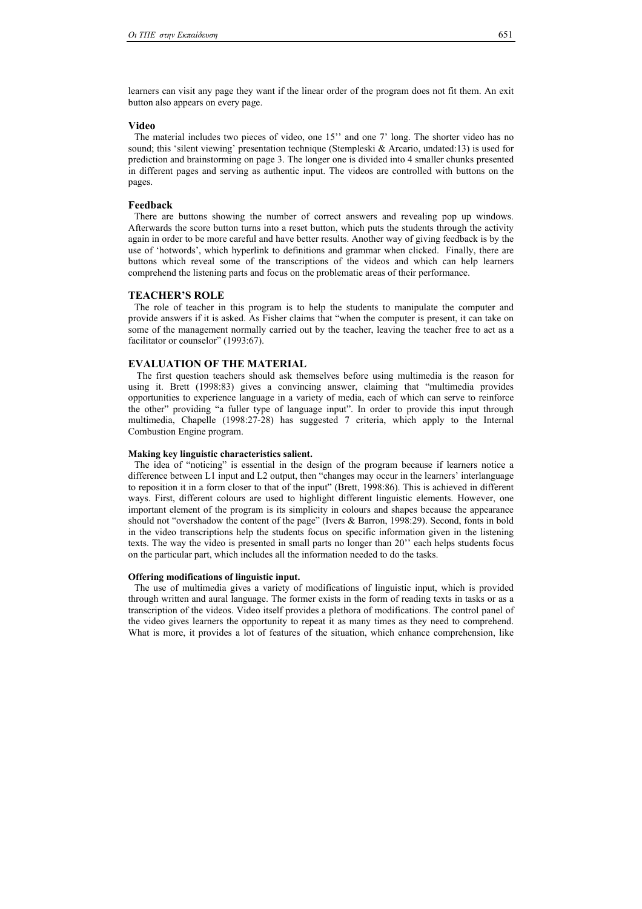learners can visit any page they want if the linear order of the program does not fit them. An exit button also appears on every page.

### Video

The material includes two pieces of video, one 15'' and one 7' long. The shorter video has no sound; this 'silent viewing' presentation technique (Stempleski & Arcario, undated:13) is used for prediction and brainstorming on page 3. The longer one is divided into 4 smaller chunks presented in different pages and serving as authentic input. The videos are controlled with buttons on the pages.

### Feedback

There are buttons showing the number of correct answers and revealing pop up windows. Afterwards the score button turns into a reset button, which puts the students through the activity again in order to be more careful and have better results. Another way of giving feedback is by the use of 'hotwords', which hyperlink to definitions and grammar when clicked. Finally, there are buttons which reveal some of the transcriptions of the videos and which can help learners comprehend the listening parts and focus on the problematic areas of their performance.

## TEACHER'S ROLE

The role of teacher in this program is to help the students to manipulate the computer and provide answers if it is asked. As Fisher claims that "when the computer is present, it can take on some of the management normally carried out by the teacher, leaving the teacher free to act as a facilitator or counselor" (1993:67).

## EVALUATION OF THE MATERIAL

The first question teachers should ask themselves before using multimedia is the reason for using it. Brett (1998:83) gives a convincing answer, claiming that "multimedia provides opportunities to experience language in a variety of media, each of which can serve to reinforce the other" providing "a fuller type of language input". In order to provide this input through multimedia, Chapelle (1998:27-28) has suggested 7 criteria, which apply to the Internal Combustion Engine program.

#### Making key linguistic characteristics salient.

The idea of "noticing" is essential in the design of the program because if learners notice a difference between L1 input and L2 output, then "changes may occur in the learners' interlanguage to reposition it in a form closer to that of the input" (Brett, 1998:86). This is achieved in different ways. First, different colours are used to highlight different linguistic elements. However, one important element of the program is its simplicity in colours and shapes because the appearance should not "overshadow the content of the page" (Ivers & Barron, 1998:29). Second, fonts in bold in the video transcriptions help the students focus on specific information given in the listening texts. The way the video is presented in small parts no longer than 20'' each helps students focus on the particular part, which includes all the information needed to do the tasks.

#### Offering modifications of linguistic input.

The use of multimedia gives a variety of modifications of linguistic input, which is provided through written and aural language. The former exists in the form of reading texts in tasks or as a transcription of the videos. Video itself provides a plethora of modifications. The control panel of the video gives learners the opportunity to repeat it as many times as they need to comprehend. What is more, it provides a lot of features of the situation, which enhance comprehension, like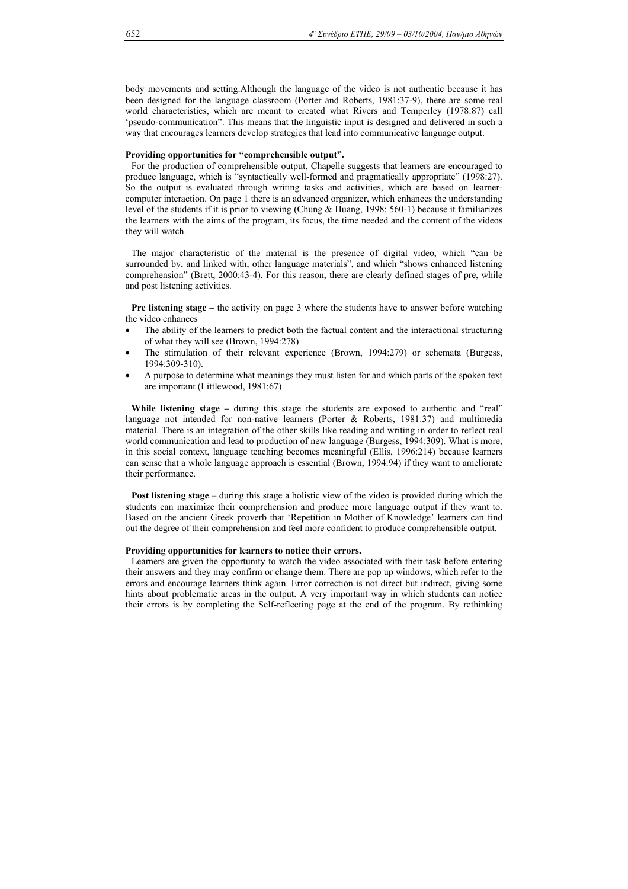body movements and setting.Although the language of the video is not authentic because it has been designed for the language classroom (Porter and Roberts, 1981:37-9), there are some real world characteristics, which are meant to created what Rivers and Temperley (1978:87) call 'pseudo-communication". This means that the linguistic input is designed and delivered in such a way that encourages learners develop strategies that lead into communicative language output.

**Providing opportunities for "comprehensible output".**

For the production of comprehensible output, Chapelle suggests that learners are encouraged to produce language, which is "syntactically well-formed and pragmatically appropriate" (1998:27). So the output is evaluated through writing tasks and activities, which are based on learner-computer interaction. On page 1 there is an advanced organizer, which enhances the understanding level of the students if it is prior to viewing (Chung & Huang, 1998: 560-1) because it familiarizes the learners with the aims of the program, its focus, the time needed and the content of the videos they will watch.

The major characteristic of the material is the presence of digital video, which "can be surrounded by, and linked with, other language materials", and which "shows enhanced listening comprehension" (Brett, 2000:43-4). For this reason, there are clearly defined stages of pre, while and post listening activities.

**Pre listening stage –** the activity on page 3 where the students have to answer before watching the video enhances

- The ability of the learners to predict both the factual content and the interactional structuring of what they will see (Brown, 1994:278)
- The stimulation of their relevant experience (Brown, 1994:279) or schemata (Burgess, 1994:309-310).
- A purpose to determine what meanings they must listen for and which parts of the spoken text are important (Littlewood, 1981:67).

**While listening stage –** during this stage the students are exposed to authentic and "real" language not intended for non-native learners (Porter & Roberts, 1981:37) and multimedia material. There is an integration of the other skills like reading and writing in order to reflect real world communication and lead to production of new language (Burgess, 1994:309). What is more, in this social context, language teaching becomes meaningful (Ellis, 1996:214) because learners can sense that a whole language approach is essential (Brown, 1994:94) if they want to ameliorate their performance.

**Post listening stage** – during this stage a holistic view of the video is provided during which the students can maximize their comprehension and produce more language output if they want to. Based on the ancient Greek proverb that 'Repetition in Mother of Knowledge' learners can find out the degree of their comprehension and feel more confident to produce comprehensible output.

**Providing opportunities for learners to notice their errors.**

Learners are given the opportunity to watch the video associated with their task before entering their answers and they may confirm or change them. There are pop up windows, which refer to the errors and encourage learners think again. Error correction is not direct but indirect, giving some hints about problematic areas in the output. A very important way in which students can notice their errors is by completing the Self-reflecting page at the end of the program. By rethinking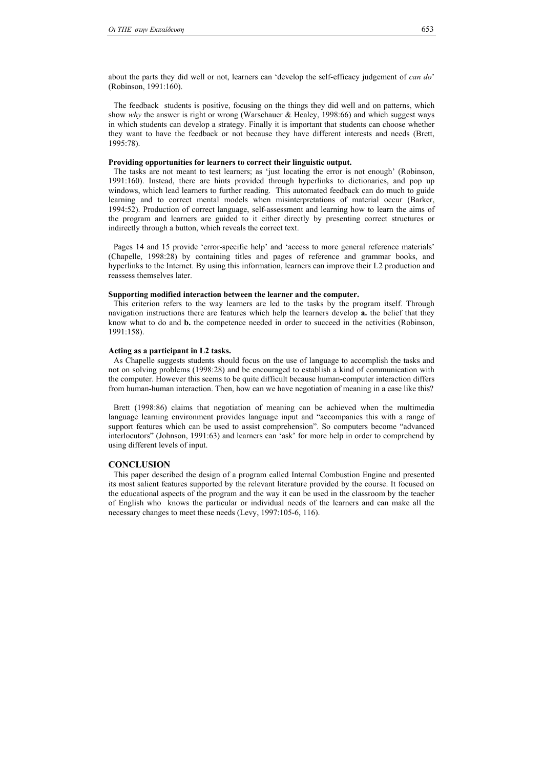about the parts they did well or not, learners can 'develop the self-efficacy judgement of *can do*' (Robinson, 1991:160).

The feedback students is positive, focusing on the things they did well and on patterns, which show *why* the answer is right or wrong (Warschauer & Healey, 1998:66) and which suggest ways in which students can develop a strategy. Finally it is important that students can choose whether they want to have the feedback or not because they have different interests and needs (Brett, 1995:78).

**Providing opportunities for learners to correct their linguistic output.**

The tasks are not meant to test learners; as 'just locating the error is not enough' (Robinson, 1991:160). Instead, there are hints provided through hyperlinks to dictionaries, and pop up windows, which lead learners to further reading. This automated feedback can do much to guide learning and to correct mental models when misinterpretations of material occur (Barker, 1994:52). Production of correct language, self-assessment and learning how to learn the aims of the program and learners are guided to it either directly by presenting correct structures or indirectly through a button, which reveals the correct text.

Pages 14 and 15 provide 'error-specific help' and 'access to more general reference materials' (Chapelle, 1998:28) by containing titles and pages of reference and grammar books, and hyperlinks to the Internet. By using this information, learners can improve their L2 production and reassess themselves later.

**Supporting modified interaction between the learner and the computer.**

This criterion refers to the way learners are led to the tasks by the program itself. Through navigation instructions there are features which help the learners develop **a.** the belief that they know what to do and **b.** the competence needed in order to succeed in the activities (Robinson, 1991:158).

**Acting as a participant in L2 tasks.**

As Chapelle suggests students should focus on the use of language to accomplish the tasks and not on solving problems (1998:28) and be encouraged to establish a kind of communication with the computer. However this seems to be quite difficult because human-computer interaction differs from human-human interaction. Then, how can we have negotiation of meaning in a case like this?

Brett (1998:86) claims that negotiation of meaning can be achieved when the multimedia language learning environment provides language input and "accompanies this with a range of support features which can be used to assist comprehension". So computers become "advanced interlocutors" (Johnson, 1991:63) and learners can 'ask' for more help in order to comprehend by using different levels of input.

## CONCLUSION

This paper described the design of a program called Internal Combustion Engine and presented its most salient features supported by the relevant literature provided by the course. It focused on the educational aspects of the program and the way it can be used in the classroom by the teacher of English who knows the particular or individual needs of the learners and can make all the necessary changes to meet these needs (Levy, 1997:105-6, 116).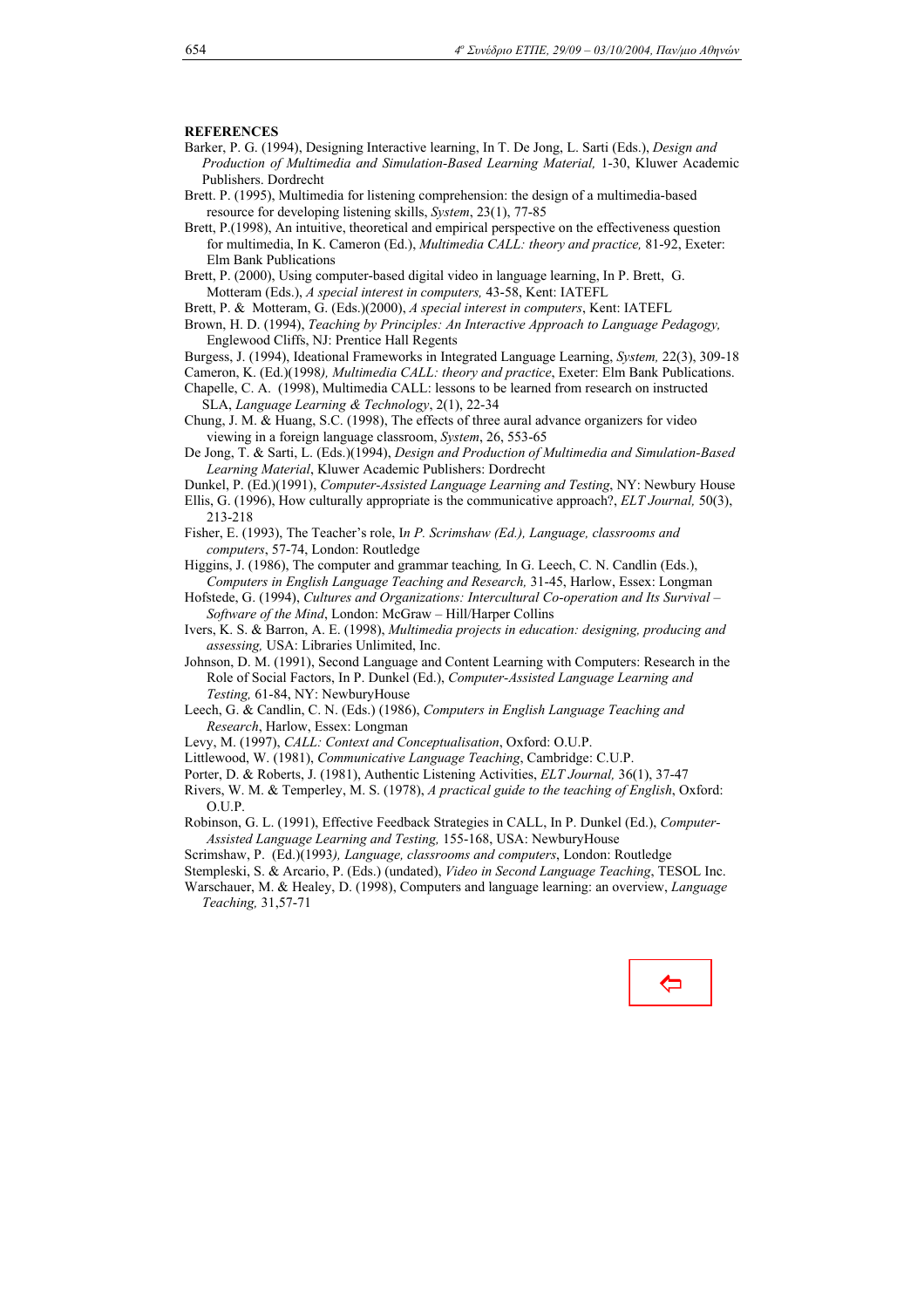**REFERENCES**

Barker, P. G. (1994), Designing Interactive learning, In T. De Jong, L. Sarti (Eds.), *Design and Production of Multimedia and Simulation-Based Learning Material,* 1-30, Kluwer Academic Publishers. Dordrecht

Brett. P. (1995), Multimedia for listening comprehension: the design of a multimedia-based resource for developing listening skills, *System*, 23(1), 77-85

Brett, P.(1998), An intuitive, theoretical and empirical perspective on the effectiveness question for multimedia, In K. Cameron (Ed.), *Multimedia CALL: theory and practice,* 81-92, Exeter: Elm Bank Publications

Brett, P. (2000), Using computer-based digital video in language learning, In P. Brett, G. Motteram (Eds.), *A special interest in computers,* 43-58, Kent: IATEFL

Brett, P. & Motteram, G. (Eds.)(2000), *A special interest in computers*, Kent: IATEFL

Brown, H. D. (1994), *Teaching by Principles: An Interactive Approach to Language Pedagogy,* Englewood Cliffs, NJ: Prentice Hall Regents

Burgess, J. (1994), Ideational Frameworks in Integrated Language Learning, *System,* 22(3), 309-18

Cameron, K. (Ed.)(1998*), Multimedia CALL: theory and practice*, Exeter: Elm Bank Publications.

Chapelle, C. A. (1998), Multimedia CALL: lessons to be learned from research on instructed SLA, *Language Learning & Technology*, 2(1), 22-34

Chung, J. M. & Huang, S.C. (1998), The effects of three aural advance organizers for video viewing in a foreign language classroom, *System*, 26, 553-65

De Jong, T. & Sarti, L. (Eds.)(1994), *Design and Production of Multimedia and Simulation-Based Learning Material*, Kluwer Academic Publishers: Dordrecht

Dunkel, P. (Ed.)(1991), *Computer-Assisted Language Learning and Testing*, NY: Newbury House

Ellis, G. (1996), How culturally appropriate is the communicative approach?, *ELT Journal,* 50(3), 213-218

Fisher, E. (1993), The Teacher's role, I*n P. Scrimshaw (Ed.), Language, classrooms and computers*, 57-74, London: Routledge

Higgins, J. (1986), The computer and grammar teaching*,* In G. Leech, C. N. Candlin (Eds.), *Computers in English Language Teaching and Research,* 31-45, Harlow, Essex: Longman

Hofstede, G. (1994), *Cultures and Organizations: Intercultural Co-operation and Its Survival – Software of the Mind*, London: McGraw – Hill/Harper Collins

Ivers, K. S. & Barron, A. E. (1998), *Multimedia projects in education: designing, producing and assessing,* USA: Libraries Unlimited, Inc.

Johnson, D. M. (1991), Second Language and Content Learning with Computers: Research in the Role of Social Factors, In P. Dunkel (Ed.), *Computer-Assisted Language Learning and Testing,* 61-84, NY: NewburyHouse

Leech, G. & Candlin, C. N. (Eds.) (1986), *Computers in English Language Teaching and Research*, Harlow, Essex: Longman

Levy, M. (1997), *CALL: Context and Conceptualisation*, Oxford: O.U.P.

Littlewood, W. (1981), *Communicative Language Teaching*, Cambridge: C.U.P.

Porter, D. & Roberts, J. (1981), Authentic Listening Activities, *ELT Journal,* 36(1), 37-47

Rivers, W. M. & Temperley, M. S. (1978), *A practical guide to the teaching of English*, Oxford: O.U.P.

Robinson, G. L. (1991), Effective Feedback Strategies in CALL, In P. Dunkel (Ed.), *Computer-Assisted Language Learning and Testing,* 155-168, USA: NewburyHouse

Scrimshaw, P. (Ed.)(1993*), Language, classrooms and computers*, London: Routledge

Stempleski, S. & Arcario, P. (Eds.) (undated), *Video in Second Language Teaching*, TESOL Inc.

Warschauer, M. & Healey, D. (1998), Computers and language learning: an overview, *Language Teaching,* 31,57-71